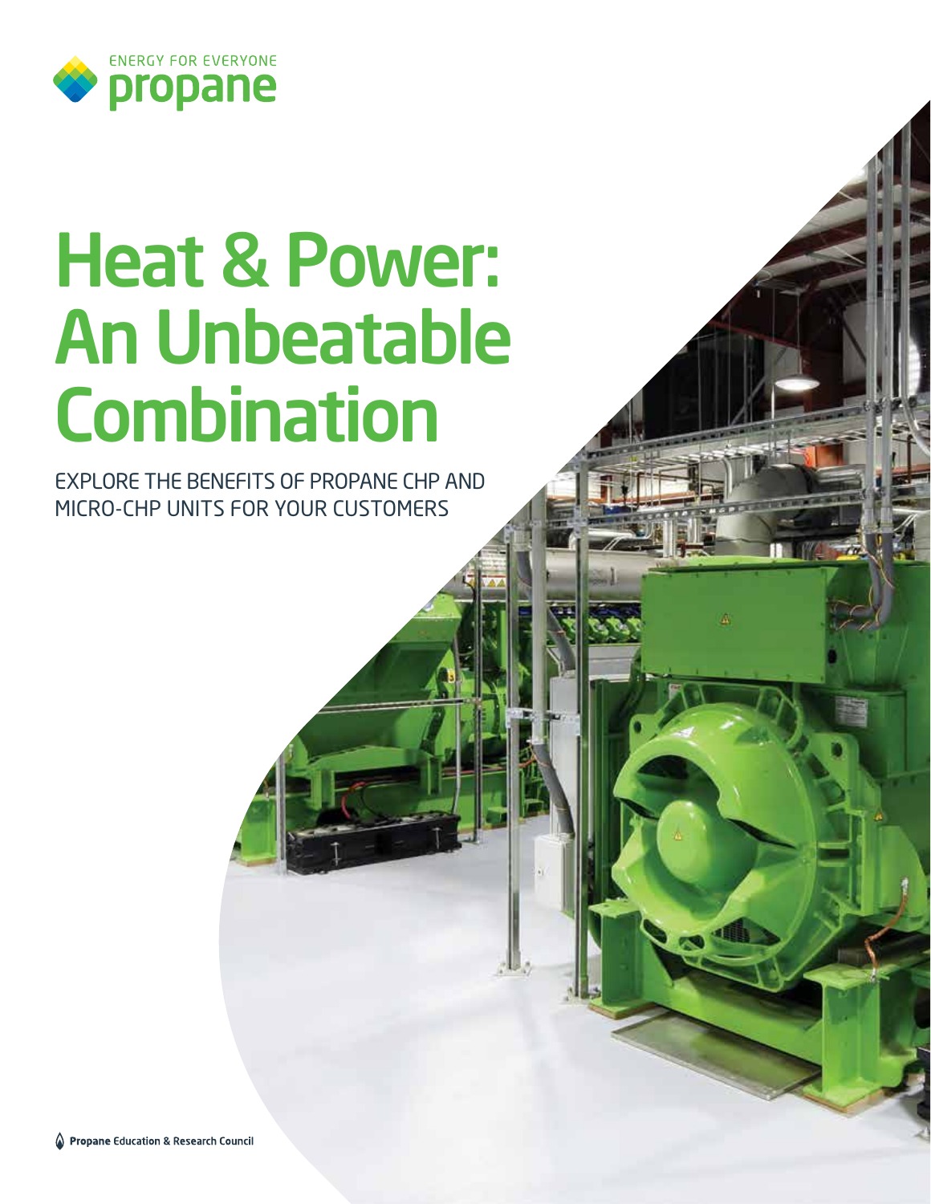ENERGY FOR EVERYONE
propane

# Heat & Power: An Unbeatable Combination

EXPLORE THE BENEFITS OF PROPANE CHP AND MICRO-CHP UNITS FOR YOUR CUSTOMERS

**Propane** Education & Research Council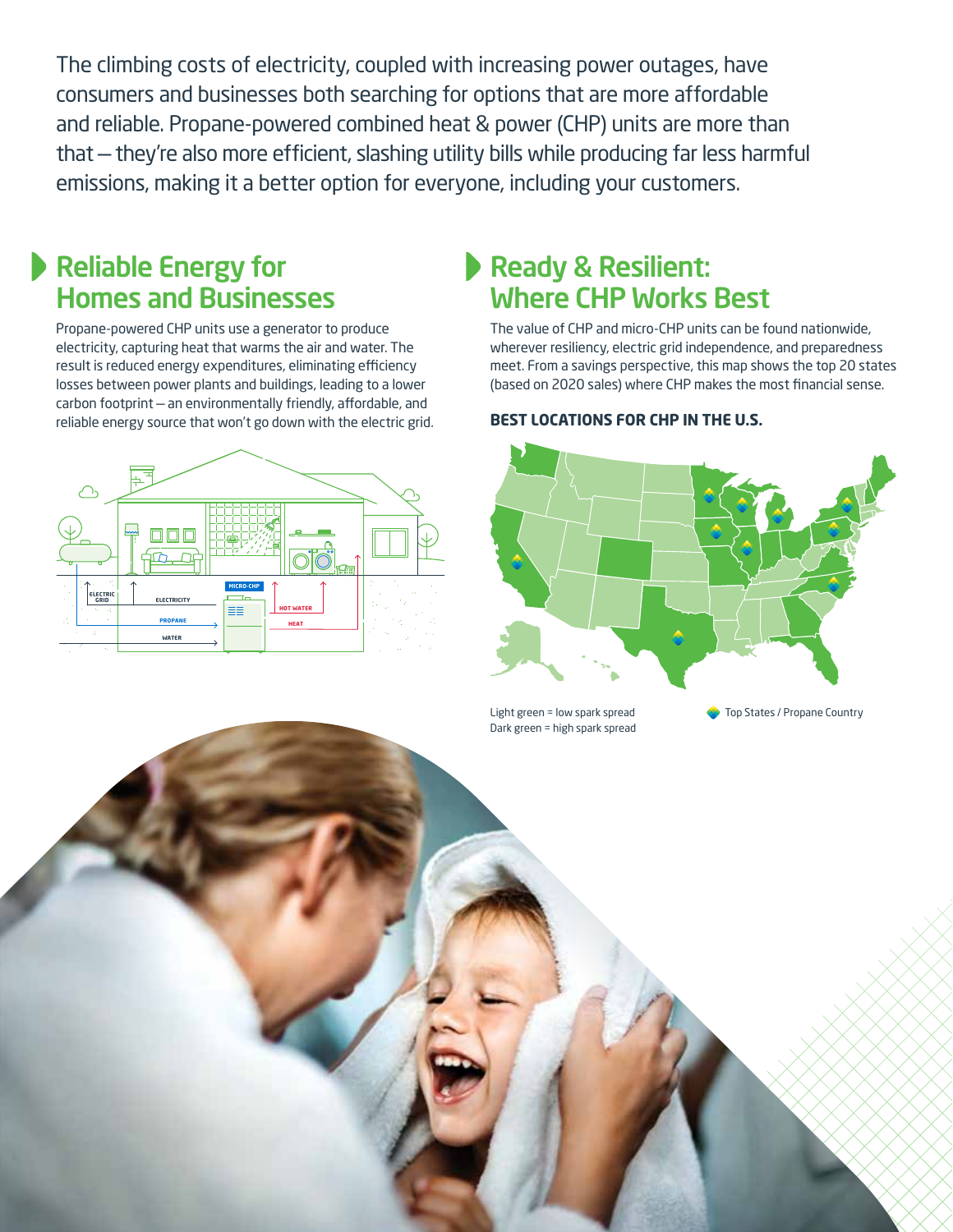The climbing costs of electricity, coupled with increasing power outages, have consumers and businesses both searching for options that are more affordable and reliable. Propane-powered combined heat & power (CHP) units are more than that — they're also more efficient, slashing utility bills while producing far less harmful emissions, making it a better option for everyone, including your customers.

## Reliable Energy for Homes and Businesses

Propane-powered CHP units use a generator to produce electricity, capturing heat that warms the air and water. The result is reduced energy expenditures, eliminating efficiency losses between power plants and buildings, leading to a lower carbon footprint — an environmentally friendly, affordable, and reliable energy source that won't go down with the electric grid.

## Ready & Resilient: Where CHP Works Best

The value of CHP and micro-CHP units can be found nationwide, wherever resiliency, electric grid independence, and preparedness meet. From a savings perspective, this map shows the top 20 states (based on 2020 sales) where CHP makes the most financial sense.

**BEST LOCATIONS FOR CHP IN THE U.S.**

Light green = low spark spread
Dark green = high spark spread

Top States / Propane Country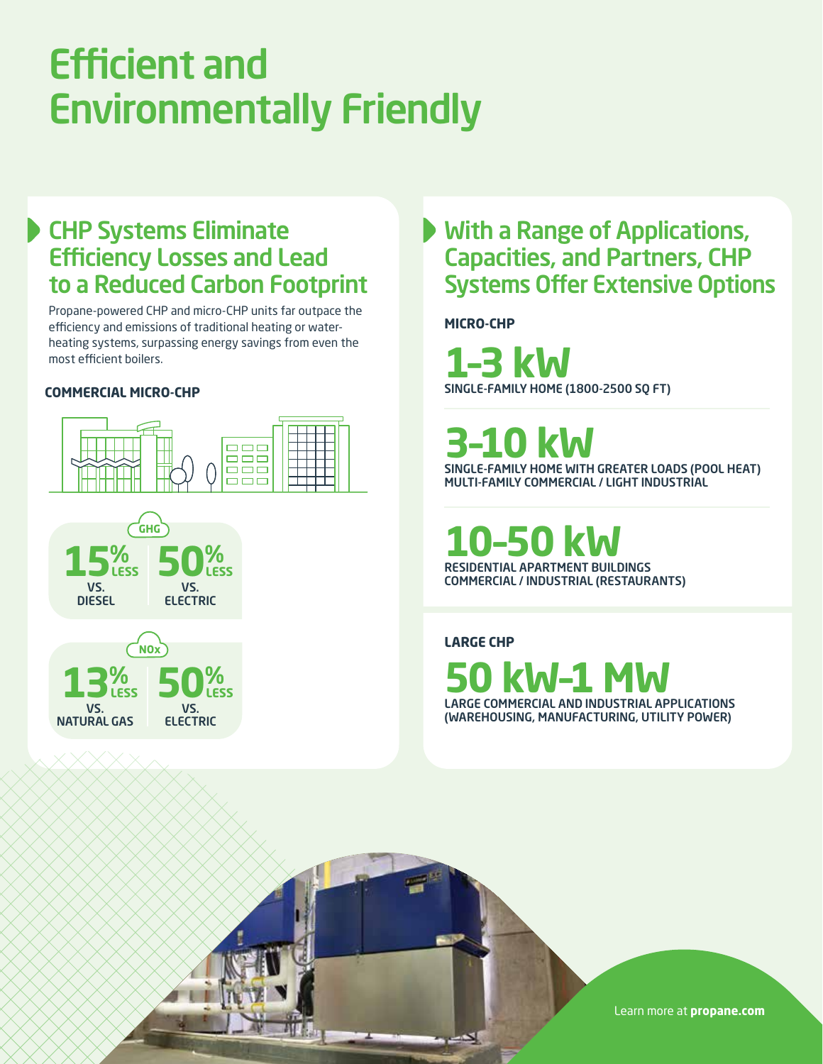# Efficient and Environmentally Friendly

## CHP Systems Eliminate Efficiency Losses and Lead to a Reduced Carbon Footprint

Propane-powered CHP and micro-CHP units far outpace the efficiency and emissions of traditional heating or water-heating systems, surpassing energy savings from even the most efficient boilers.

**COMMERCIAL MICRO-CHP**

**GHG**

**15% LESS** VS. DIESEL

**50% LESS** VS. ELECTRIC

**NOx**

**13% LESS** VS. NATURAL GAS

**50% LESS** VS. ELECTRIC

## With a Range of Applications, Capacities, and Partners, CHP Systems Offer Extensive Options

**MICRO-CHP**

**1-3 kW**
SINGLE-FAMILY HOME (1800-2500 SQ FT)

**3-10 kW**
SINGLE-FAMILY HOME WITH GREATER LOADS (POOL HEAT)
MULTI-FAMILY COMMERCIAL / LIGHT INDUSTRIAL

**10-50 kW**
RESIDENTIAL APARTMENT BUILDINGS
COMMERCIAL / INDUSTRIAL (RESTAURANTS)

**LARGE CHP**

**50 kW-1 MW**
LARGE COMMERCIAL AND INDUSTRIAL APPLICATIONS (WAREHOUSING, MANUFACTURING, UTILITY POWER)

Learn more at **propane.com**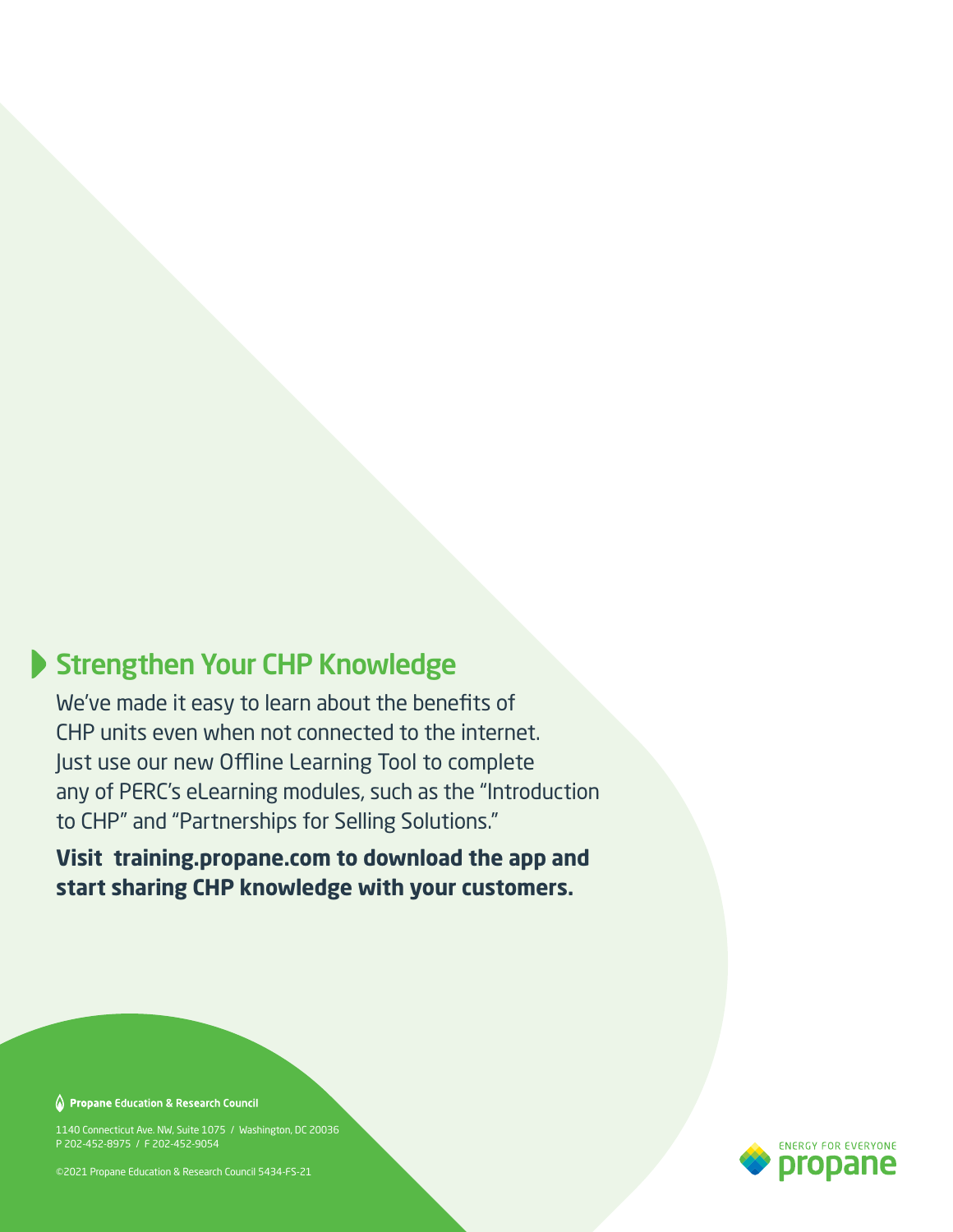## Strengthen Your CHP Knowledge

We've made it easy to learn about the benefits of CHP units even when not connected to the internet. Just use our new Offline Learning Tool to complete any of PERC's eLearning modules, such as the "Introduction to CHP" and "Partnerships for Selling Solutions."

**Visit training.propane.com to download the app and start sharing CHP knowledge with your customers.**

**Propane** Education & Research Council

1140 Connecticut Ave. NW, Suite 1075 / Washington, DC 20036
P 202-452-8975 / F 202-452-9054

©2021 Propane Education & Research Council 5434-FS-21

ENERGY FOR EVERYONE
propane